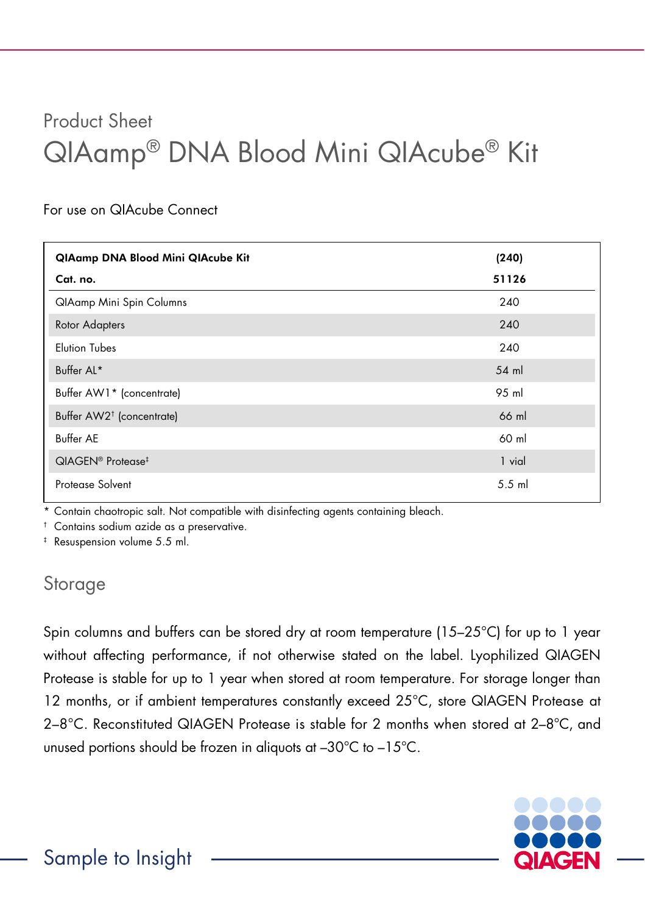Product Sheet

# QIAamp® DNA Blood Mini QIAcube® Kit

For use on QIAcube Connect

| QIAamp DNA Blood Mini QIAcube Kit | (240) |
|---|---|
| **Cat. no.** | **51126** |
| QIAamp Mini Spin Columns | 240 |
| Rotor Adapters | 240 |
| Elution Tubes | 240 |
| Buffer AL* | 54 ml |
| Buffer AW1* (concentrate) | 95 ml |
| Buffer AW2† (concentrate) | 66 ml |
| Buffer AE | 60 ml |
| QIAGEN® Protease‡ | 1 vial |
| Protease Solvent | 5.5 ml |

\* Contain chaotropic salt. Not compatible with disinfecting agents containing bleach.

† Contains sodium azide as a preservative.

‡ Resuspension volume 5.5 ml.

## Storage

Spin columns and buffers can be stored dry at room temperature (15–25°C) for up to 1 year without affecting performance, if not otherwise stated on the label. Lyophilized QIAGEN Protease is stable for up to 1 year when stored at room temperature. For storage longer than 12 months, or if ambient temperatures constantly exceed 25°C, store QIAGEN Protease at 2–8°C. Reconstituted QIAGEN Protease is stable for 2 months when stored at 2–8°C, and unused portions should be frozen in aliquots at –30°C to –15°C.

Sample to Insight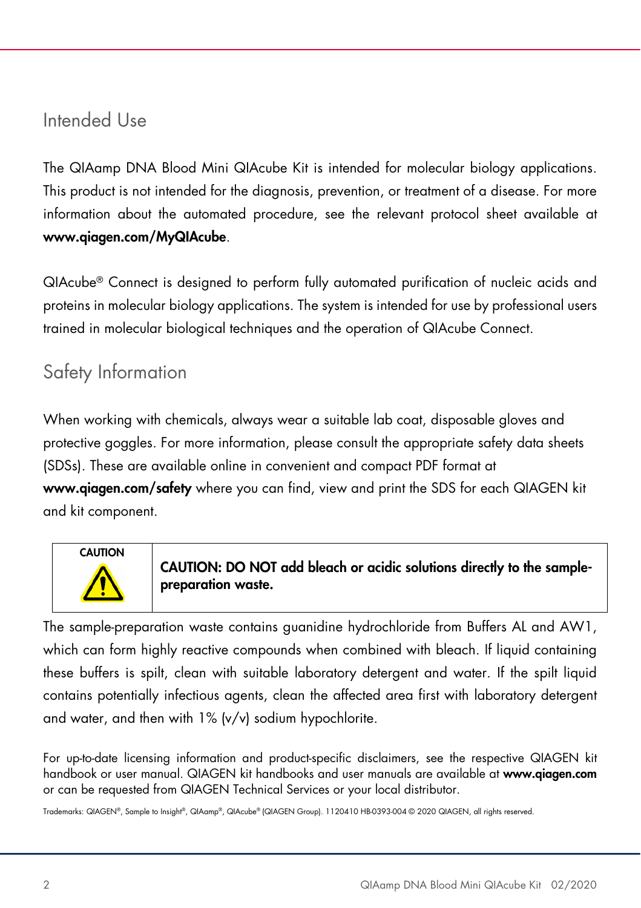## Intended Use

The QIAamp DNA Blood Mini QIAcube Kit is intended for molecular biology applications. This product is not intended for the diagnosis, prevention, or treatment of a disease. For more information about the automated procedure, see the relevant protocol sheet available at **www.qiagen.com/MyQIAcube**.

QIAcube® Connect is designed to perform fully automated purification of nucleic acids and proteins in molecular biology applications. The system is intended for use by professional users trained in molecular biological techniques and the operation of QIAcube Connect.

## Safety Information

When working with chemicals, always wear a suitable lab coat, disposable gloves and protective goggles. For more information, please consult the appropriate safety data sheets (SDSs). These are available online in convenient and compact PDF format at **www.qiagen.com/safety** where you can find, view and print the SDS for each QIAGEN kit and kit component.

| | |
|---|---|
| **CAUTION** | **CAUTION: DO NOT add bleach or acidic solutions directly to the sample-preparation waste.** |

The sample-preparation waste contains guanidine hydrochloride from Buffers AL and AW1, which can form highly reactive compounds when combined with bleach. If liquid containing these buffers is spilt, clean with suitable laboratory detergent and water. If the spilt liquid contains potentially infectious agents, clean the affected area first with laboratory detergent and water, and then with 1% (v/v) sodium hypochlorite.

For up-to-date licensing information and product-specific disclaimers, see the respective QIAGEN kit handbook or user manual. QIAGEN kit handbooks and user manuals are available at **www.qiagen.com** or can be requested from QIAGEN Technical Services or your local distributor.

Trademarks: QIAGEN®, Sample to Insight®, QIAamp®, QIAcube® (QIAGEN Group). 1120410 HB-0393-004 © 2020 QIAGEN, all rights reserved.